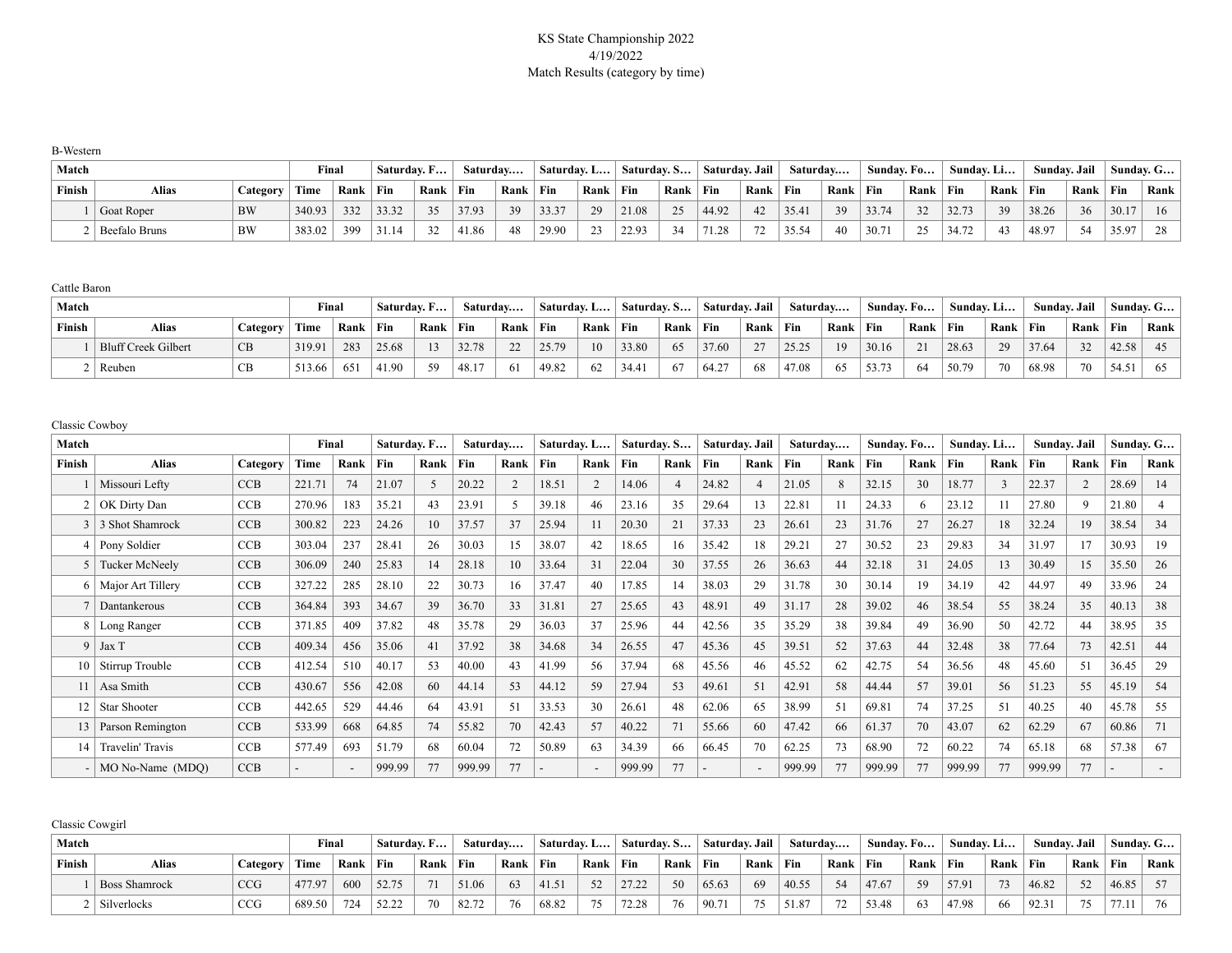KS State Championship 2022
4/19/2022
Match Results (category by time)

B-Western

| Match | | | Final | | Saturday. F… | | Saturday.… | | Saturday. L… | | Saturday. S… | | Saturday. Jail | | Saturday.… | | Sunday. Fo… | | Sunday. Li… | | Sunday. Jail | | Sunday. G… | |
|---|---|---|---|---|---|---|---|---|---|---|---|---|---|---|---|---|---|---|---|---|---|---|---|---|
| Finish | Alias | Category | Time | Rank | Fin | Rank | Fin | Rank | Fin | Rank | Fin | Rank | Fin | Rank | Fin | Rank | Fin | Rank | Fin | Rank | Fin | Rank | Fin | Rank |
| 1 | Goat Roper | BW | 340.93 | 332 | 33.32 | 35 | 37.93 | 39 | 33.37 | 29 | 21.08 | 25 | 44.92 | 42 | 35.41 | 39 | 33.74 | 32 | 32.73 | 39 | 38.26 | 36 | 30.17 | 16 |
| 2 | Beefalo Bruns | BW | 383.02 | 399 | 31.14 | 32 | 41.86 | 48 | 29.90 | 23 | 22.93 | 34 | 71.28 | 72 | 35.54 | 40 | 30.71 | 25 | 34.72 | 43 | 48.97 | 54 | 35.97 | 28 |

Cattle Baron

| Match | | | Final | | Saturday. F… | | Saturday.… | | Saturday. L… | | Saturday. S… | | Saturday. Jail | | Saturday.… | | Sunday. Fo… | | Sunday. Li… | | Sunday. Jail | | Sunday. G… | |
|---|---|---|---|---|---|---|---|---|---|---|---|---|---|---|---|---|---|---|---|---|---|---|---|---|
| Finish | Alias | Category | Time | Rank | Fin | Rank | Fin | Rank | Fin | Rank | Fin | Rank | Fin | Rank | Fin | Rank | Fin | Rank | Fin | Rank | Fin | Rank | Fin | Rank |
| 1 | Bluff Creek Gilbert | CB | 319.91 | 283 | 25.68 | 13 | 32.78 | 22 | 25.79 | 10 | 33.80 | 65 | 37.60 | 27 | 25.25 | 19 | 30.16 | 21 | 28.63 | 29 | 37.64 | 32 | 42.58 | 45 |
| 2 | Reuben | CB | 513.66 | 651 | 41.90 | 59 | 48.17 | 61 | 49.82 | 62 | 34.41 | 67 | 64.27 | 68 | 47.08 | 65 | 53.73 | 64 | 50.79 | 70 | 68.98 | 70 | 54.51 | 65 |

Classic Cowboy

| Match | | | Final | | Saturday. F… | | Saturday.… | | Saturday. L… | | Saturday. S… | | Saturday. Jail | | Saturday.… | | Sunday. Fo… | | Sunday. Li… | | Sunday. Jail | | Sunday. G… | |
|---|---|---|---|---|---|---|---|---|---|---|---|---|---|---|---|---|---|---|---|---|---|---|---|---|
| Finish | Alias | Category | Time | Rank | Fin | Rank | Fin | Rank | Fin | Rank | Fin | Rank | Fin | Rank | Fin | Rank | Fin | Rank | Fin | Rank | Fin | Rank | Fin | Rank |
| 1 | Missouri Lefty | CCB | 221.71 | 74 | 21.07 | 5 | 20.22 | 2 | 18.51 | 2 | 14.06 | 4 | 24.82 | 4 | 21.05 | 8 | 32.15 | 30 | 18.77 | 3 | 22.37 | 2 | 28.69 | 14 |
| 2 | OK Dirty Dan | CCB | 270.96 | 183 | 35.21 | 43 | 23.91 | 5 | 39.18 | 46 | 23.16 | 35 | 29.64 | 13 | 22.81 | 11 | 24.33 | 6 | 23.12 | 11 | 27.80 | 9 | 21.80 | 4 |
| 3 | 3 Shot Shamrock | CCB | 300.82 | 223 | 24.26 | 10 | 37.57 | 37 | 25.94 | 11 | 20.30 | 21 | 37.33 | 23 | 26.61 | 23 | 31.76 | 27 | 26.27 | 18 | 32.24 | 19 | 38.54 | 34 |
| 4 | Pony Soldier | CCB | 303.04 | 237 | 28.41 | 26 | 30.03 | 15 | 38.07 | 42 | 18.65 | 16 | 35.42 | 18 | 29.21 | 27 | 30.52 | 23 | 29.83 | 34 | 31.97 | 17 | 30.93 | 19 |
| 5 | Tucker McNeely | CCB | 306.09 | 240 | 25.83 | 14 | 28.18 | 10 | 33.64 | 31 | 22.04 | 30 | 37.55 | 26 | 36.63 | 44 | 32.18 | 31 | 24.05 | 13 | 30.49 | 15 | 35.50 | 26 |
| 6 | Major Art Tillery | CCB | 327.22 | 285 | 28.10 | 22 | 30.73 | 16 | 37.47 | 40 | 17.85 | 14 | 38.03 | 29 | 31.78 | 30 | 30.14 | 19 | 34.19 | 42 | 44.97 | 49 | 33.96 | 24 |
| 7 | Dantankerous | CCB | 364.84 | 393 | 34.67 | 39 | 36.70 | 33 | 31.81 | 27 | 25.65 | 43 | 48.91 | 49 | 31.17 | 28 | 39.02 | 46 | 38.54 | 55 | 38.24 | 35 | 40.13 | 38 |
| 8 | Long Ranger | CCB | 371.85 | 409 | 37.82 | 48 | 35.78 | 29 | 36.03 | 37 | 25.96 | 44 | 42.56 | 35 | 35.29 | 38 | 39.84 | 49 | 36.90 | 50 | 42.72 | 44 | 38.95 | 35 |
| 9 | Jax T | CCB | 409.34 | 456 | 35.06 | 41 | 37.92 | 38 | 34.68 | 34 | 26.55 | 47 | 45.36 | 45 | 39.51 | 52 | 37.63 | 44 | 32.48 | 38 | 77.64 | 73 | 42.51 | 44 |
| 10 | Stirrup Trouble | CCB | 412.54 | 510 | 40.17 | 53 | 40.00 | 43 | 41.99 | 56 | 37.94 | 68 | 45.56 | 46 | 45.52 | 62 | 42.75 | 54 | 36.56 | 48 | 45.60 | 51 | 36.45 | 29 |
| 11 | Asa Smith | CCB | 430.67 | 556 | 42.08 | 60 | 44.14 | 53 | 44.12 | 59 | 27.94 | 53 | 49.61 | 51 | 42.91 | 58 | 44.44 | 57 | 39.01 | 56 | 51.23 | 55 | 45.19 | 54 |
| 12 | Star Shooter | CCB | 442.65 | 529 | 44.46 | 64 | 43.91 | 51 | 33.53 | 30 | 26.61 | 48 | 62.06 | 65 | 38.99 | 51 | 69.81 | 74 | 37.25 | 51 | 40.25 | 40 | 45.78 | 55 |
| 13 | Parson Remington | CCB | 533.99 | 668 | 64.85 | 74 | 55.82 | 70 | 42.43 | 57 | 40.22 | 71 | 55.66 | 60 | 47.42 | 66 | 61.37 | 70 | 43.07 | 62 | 62.29 | 67 | 60.86 | 71 |
| 14 | Travelin' Travis | CCB | 577.49 | 693 | 51.79 | 68 | 60.04 | 72 | 50.89 | 63 | 34.39 | 66 | 66.45 | 70 | 62.25 | 73 | 68.90 | 72 | 60.22 | 74 | 65.18 | 68 | 57.38 | 67 |
| - | MO No-Name (MDQ) | CCB | - | - | 999.99 | 77 | 999.99 | 77 | - | - | 999.99 | 77 | - | - | 999.99 | 77 | 999.99 | 77 | 999.99 | 77 | 999.99 | 77 | - | - |

Classic Cowgirl

| Match | | | Final | | Saturday. F… | | Saturday.… | | Saturday. L… | | Saturday. S… | | Saturday. Jail | | Saturday.… | | Sunday. Fo… | | Sunday. Li… | | Sunday. Jail | | Sunday. G… | |
|---|---|---|---|---|---|---|---|---|---|---|---|---|---|---|---|---|---|---|---|---|---|---|---|---|
| Finish | Alias | Category | Time | Rank | Fin | Rank | Fin | Rank | Fin | Rank | Fin | Rank | Fin | Rank | Fin | Rank | Fin | Rank | Fin | Rank | Fin | Rank | Fin | Rank |
| 1 | Boss Shamrock | CCG | 477.97 | 600 | 52.75 | 71 | 51.06 | 63 | 41.51 | 52 | 27.22 | 50 | 65.63 | 69 | 40.55 | 54 | 47.67 | 59 | 57.91 | 73 | 46.82 | 52 | 46.85 | 57 |
| 2 | Silverlocks | CCG | 689.50 | 724 | 52.22 | 70 | 82.72 | 76 | 68.82 | 75 | 72.28 | 76 | 90.71 | 75 | 51.87 | 72 | 53.48 | 63 | 47.98 | 66 | 92.31 | 75 | 77.11 | 76 |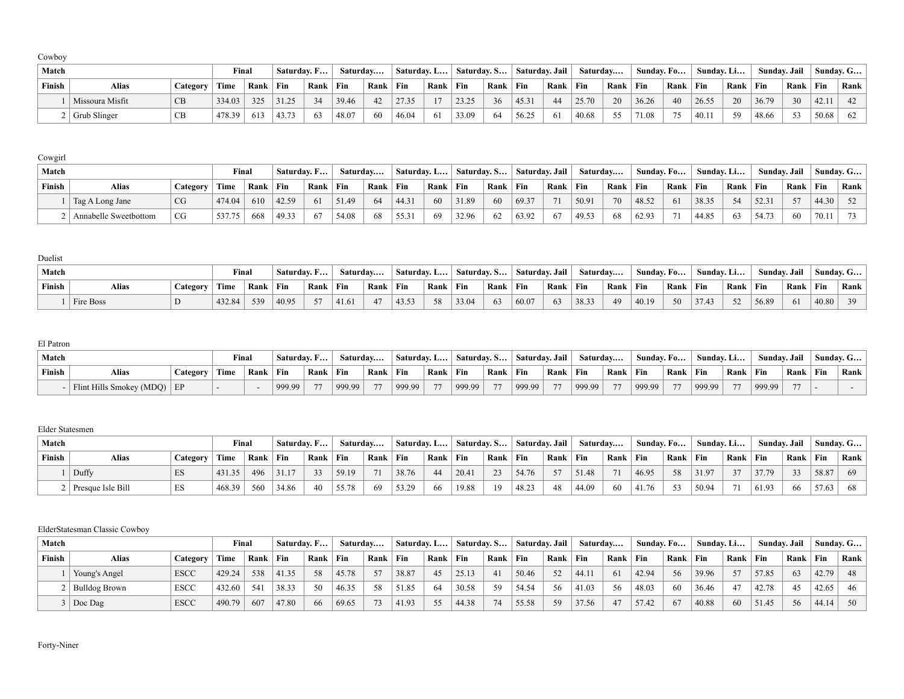Cowboy

| Match | | | Final | | Saturday. F… | | Saturday.… | | Saturday. L… | | Saturday. S… | | Saturday. Jail | | Saturday.… | | Sunday. Fo… | | Sunday. Li… | | Sunday. Jail | | Sunday. G… | |
|---|---|---|---|---|---|---|---|---|---|---|---|---|---|---|---|---|---|---|---|---|---|---|---|---|
| Finish | Alias | Category | Time | Rank | Fin | Rank | Fin | Rank | Fin | Rank | Fin | Rank | Fin | Rank | Fin | Rank | Fin | Rank | Fin | Rank | Fin | Rank | Fin | Rank |
| 1 | Missoura Misfit | CB | 334.03 | 325 | 31.25 | 34 | 39.46 | 42 | 27.35 | 17 | 23.25 | 36 | 45.31 | 44 | 25.70 | 20 | 36.26 | 40 | 26.55 | 20 | 36.79 | 30 | 42.11 | 42 |
| 2 | Grub Slinger | CB | 478.39 | 613 | 43.73 | 63 | 48.07 | 60 | 46.04 | 61 | 33.09 | 64 | 56.25 | 61 | 40.68 | 55 | 71.08 | 75 | 40.11 | 59 | 48.66 | 53 | 50.68 | 62 |

Cowgirl

| Match | | | Final | | Saturday. F… | | Saturday.… | | Saturday. L… | | Saturday. S… | | Saturday. Jail | | Saturday.… | | Sunday. Fo… | | Sunday. Li… | | Sunday. Jail | | Sunday. G… | |
|---|---|---|---|---|---|---|---|---|---|---|---|---|---|---|---|---|---|---|---|---|---|---|---|---|
| Finish | Alias | Category | Time | Rank | Fin | Rank | Fin | Rank | Fin | Rank | Fin | Rank | Fin | Rank | Fin | Rank | Fin | Rank | Fin | Rank | Fin | Rank | Fin | Rank |
| 1 | Tag A Long Jane | CG | 474.04 | 610 | 42.59 | 61 | 51.49 | 64 | 44.31 | 60 | 31.89 | 60 | 69.37 | 71 | 50.91 | 70 | 48.52 | 61 | 38.35 | 54 | 52.31 | 57 | 44.30 | 52 |
| 2 | Annabelle Sweetbottom | CG | 537.75 | 668 | 49.33 | 67 | 54.08 | 68 | 55.31 | 69 | 32.96 | 62 | 63.92 | 67 | 49.53 | 68 | 62.93 | 71 | 44.85 | 63 | 54.73 | 60 | 70.11 | 73 |

Duelist

| Match | | | Final | | Saturday. F… | | Saturday.… | | Saturday. L… | | Saturday. S… | | Saturday. Jail | | Saturday.… | | Sunday. Fo… | | Sunday. Li… | | Sunday. Jail | | Sunday. G… | |
|---|---|---|---|---|---|---|---|---|---|---|---|---|---|---|---|---|---|---|---|---|---|---|---|---|
| Finish | Alias | Category | Time | Rank | Fin | Rank | Fin | Rank | Fin | Rank | Fin | Rank | Fin | Rank | Fin | Rank | Fin | Rank | Fin | Rank | Fin | Rank | Fin | Rank |
| 1 | Fire Boss | D | 432.84 | 539 | 40.95 | 57 | 41.61 | 47 | 43.53 | 58 | 33.04 | 63 | 60.07 | 63 | 38.33 | 49 | 40.19 | 50 | 37.43 | 52 | 56.89 | 61 | 40.80 | 39 |

El Patron

| Match | | | Final | | Saturday. F… | | Saturday.… | | Saturday. L… | | Saturday. S… | | Saturday. Jail | | Saturday.… | | Sunday. Fo… | | Sunday. Li… | | Sunday. Jail | | Sunday. G… | |
|---|---|---|---|---|---|---|---|---|---|---|---|---|---|---|---|---|---|---|---|---|---|---|---|---|
| Finish | Alias | Category | Time | Rank | Fin | Rank | Fin | Rank | Fin | Rank | Fin | Rank | Fin | Rank | Fin | Rank | Fin | Rank | Fin | Rank | Fin | Rank | Fin | Rank |
| - | Flint Hills Smokey (MDQ) | EP | - | - | 999.99 | 77 | 999.99 | 77 | 999.99 | 77 | 999.99 | 77 | 999.99 | 77 | 999.99 | 77 | 999.99 | 77 | 999.99 | 77 | 999.99 | 77 | - | - |

Elder Statesmen

| Match | | | Final | | Saturday. F… | | Saturday.… | | Saturday. L… | | Saturday. S… | | Saturday. Jail | | Saturday.… | | Sunday. Fo… | | Sunday. Li… | | Sunday. Jail | | Sunday. G… | |
|---|---|---|---|---|---|---|---|---|---|---|---|---|---|---|---|---|---|---|---|---|---|---|---|---|
| Finish | Alias | Category | Time | Rank | Fin | Rank | Fin | Rank | Fin | Rank | Fin | Rank | Fin | Rank | Fin | Rank | Fin | Rank | Fin | Rank | Fin | Rank | Fin | Rank |
| 1 | Duffy | ES | 431.35 | 496 | 31.17 | 33 | 59.19 | 71 | 38.76 | 44 | 20.41 | 23 | 54.76 | 57 | 51.48 | 71 | 46.95 | 58 | 31.97 | 37 | 37.79 | 33 | 58.87 | 69 |
| 2 | Presque Isle Bill | ES | 468.39 | 560 | 34.86 | 40 | 55.78 | 69 | 53.29 | 66 | 19.88 | 19 | 48.23 | 48 | 44.09 | 60 | 41.76 | 53 | 50.94 | 71 | 61.93 | 66 | 57.63 | 68 |

ElderStatesman Classic Cowboy

| Match | | | Final | | Saturday. F… | | Saturday.… | | Saturday. L… | | Saturday. S… | | Saturday. Jail | | Saturday.… | | Sunday. Fo… | | Sunday. Li… | | Sunday. Jail | | Sunday. G… | |
|---|---|---|---|---|---|---|---|---|---|---|---|---|---|---|---|---|---|---|---|---|---|---|---|---|
| Finish | Alias | Category | Time | Rank | Fin | Rank | Fin | Rank | Fin | Rank | Fin | Rank | Fin | Rank | Fin | Rank | Fin | Rank | Fin | Rank | Fin | Rank | Fin | Rank |
| 1 | Young's Angel | ESCC | 429.24 | 538 | 41.35 | 58 | 45.78 | 57 | 38.87 | 45 | 25.13 | 41 | 50.46 | 52 | 44.11 | 61 | 42.94 | 56 | 39.96 | 57 | 57.85 | 63 | 42.79 | 48 |
| 2 | Bulldog Brown | ESCC | 432.60 | 541 | 38.33 | 50 | 46.35 | 58 | 51.85 | 64 | 30.58 | 59 | 54.54 | 56 | 41.03 | 56 | 48.03 | 60 | 36.46 | 47 | 42.78 | 45 | 42.65 | 46 |
| 3 | Doc Dag | ESCC | 490.79 | 607 | 47.80 | 66 | 69.65 | 73 | 41.93 | 55 | 44.38 | 74 | 55.58 | 59 | 37.56 | 47 | 57.42 | 67 | 40.88 | 60 | 51.45 | 56 | 44.14 | 50 |

Forty-Niner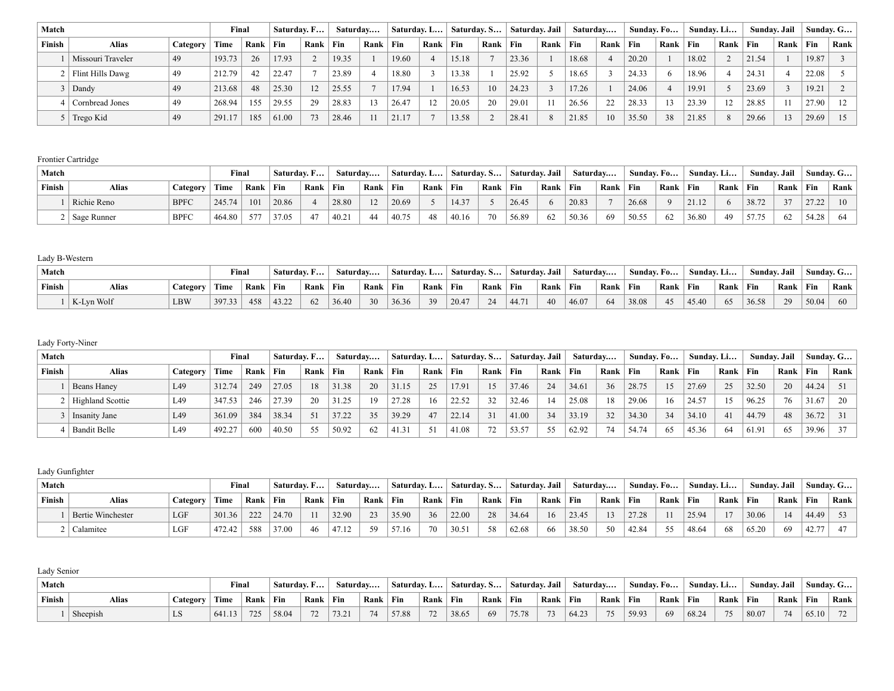| Match | | | Final | | Saturday. F… | | Saturday.… | | Saturday. L… | | Saturday. S… | | Saturday. Jail | | Saturday.… | | Sunday. Fo… | | Sunday. Li… | | Sunday. Jail | | Sunday. G… | |
|---|---|---|---|---|---|---|---|---|---|---|---|---|---|---|---|---|---|---|---|---|---|---|---|---|
| Finish | Alias | Category | Time | Rank | Fin | Rank | Fin | Rank | Fin | Rank | Fin | Rank | Fin | Rank | Fin | Rank | Fin | Rank | Fin | Rank | Fin | Rank | Fin | Rank |
| 1 | Missouri Traveler | 49 | 193.73 | 26 | 17.93 | 2 | 19.35 | 1 | 19.60 | 4 | 15.18 | 7 | 23.36 | 1 | 18.68 | 4 | 20.20 | 1 | 18.02 | 2 | 21.54 | 1 | 19.87 | 3 |
| 2 | Flint Hills Dawg | 49 | 212.79 | 42 | 22.47 | 7 | 23.89 | 4 | 18.80 | 3 | 13.38 | 1 | 25.92 | 5 | 18.65 | 3 | 24.33 | 6 | 18.96 | 4 | 24.31 | 4 | 22.08 | 5 |
| 3 | Dandy | 49 | 213.68 | 48 | 25.30 | 12 | 25.55 | 7 | 17.94 | 1 | 16.53 | 10 | 24.23 | 3 | 17.26 | 1 | 24.06 | 4 | 19.91 | 5 | 23.69 | 3 | 19.21 | 2 |
| 4 | Cornbread Jones | 49 | 268.94 | 155 | 29.55 | 29 | 28.83 | 13 | 26.47 | 12 | 20.05 | 20 | 29.01 | 11 | 26.56 | 22 | 28.33 | 13 | 23.39 | 12 | 28.85 | 11 | 27.90 | 12 |
| 5 | Trego Kid | 49 | 291.17 | 185 | 61.00 | 73 | 28.46 | 11 | 21.17 | 7 | 13.58 | 2 | 28.41 | 8 | 21.85 | 10 | 35.50 | 38 | 21.85 | 8 | 29.66 | 13 | 29.69 | 15 |

Frontier Cartridge

| Match | | | Final | | Saturday. F… | | Saturday.… | | Saturday. L… | | Saturday. S… | | Saturday. Jail | | Saturday.… | | Sunday. Fo… | | Sunday. Li… | | Sunday. Jail | | Sunday. G… | |
|---|---|---|---|---|---|---|---|---|---|---|---|---|---|---|---|---|---|---|---|---|---|---|---|---|
| Finish | Alias | Category | Time | Rank | Fin | Rank | Fin | Rank | Fin | Rank | Fin | Rank | Fin | Rank | Fin | Rank | Fin | Rank | Fin | Rank | Fin | Rank | Fin | Rank |
| 1 | Richie Reno | BPFC | 245.74 | 101 | 20.86 | 4 | 28.80 | 12 | 20.69 | 5 | 14.37 | 5 | 26.45 | 6 | 20.83 | 7 | 26.68 | 9 | 21.12 | 6 | 38.72 | 37 | 27.22 | 10 |
| 2 | Sage Runner | BPFC | 464.80 | 577 | 37.05 | 47 | 40.21 | 44 | 40.75 | 48 | 40.16 | 70 | 56.89 | 62 | 50.36 | 69 | 50.55 | 62 | 36.80 | 49 | 57.75 | 62 | 54.28 | 64 |

Lady B-Western

| Match | | | Final | | Saturday. F… | | Saturday.… | | Saturday. L… | | Saturday. S… | | Saturday. Jail | | Saturday.… | | Sunday. Fo… | | Sunday. Li… | | Sunday. Jail | | Sunday. G… | |
|---|---|---|---|---|---|---|---|---|---|---|---|---|---|---|---|---|---|---|---|---|---|---|---|---|
| Finish | Alias | Category | Time | Rank | Fin | Rank | Fin | Rank | Fin | Rank | Fin | Rank | Fin | Rank | Fin | Rank | Fin | Rank | Fin | Rank | Fin | Rank | Fin | Rank |
| 1 | K-Lyn Wolf | LBW | 397.33 | 458 | 43.22 | 62 | 36.40 | 30 | 36.36 | 39 | 20.47 | 24 | 44.71 | 40 | 46.07 | 64 | 38.08 | 45 | 45.40 | 65 | 36.58 | 29 | 50.04 | 60 |

Lady Forty-Niner

| Match | | | Final | | Saturday. F… | | Saturday.… | | Saturday. L… | | Saturday. S… | | Saturday. Jail | | Saturday.… | | Sunday. Fo… | | Sunday. Li… | | Sunday. Jail | | Sunday. G… | |
|---|---|---|---|---|---|---|---|---|---|---|---|---|---|---|---|---|---|---|---|---|---|---|---|---|
| Finish | Alias | Category | Time | Rank | Fin | Rank | Fin | Rank | Fin | Rank | Fin | Rank | Fin | Rank | Fin | Rank | Fin | Rank | Fin | Rank | Fin | Rank | Fin | Rank |
| 1 | Beans Haney | L49 | 312.74 | 249 | 27.05 | 18 | 31.38 | 20 | 31.15 | 25 | 17.91 | 15 | 37.46 | 24 | 34.61 | 36 | 28.75 | 15 | 27.69 | 25 | 32.50 | 20 | 44.24 | 51 |
| 2 | Highland Scottie | L49 | 347.53 | 246 | 27.39 | 20 | 31.25 | 19 | 27.28 | 16 | 22.52 | 32 | 32.46 | 14 | 25.08 | 18 | 29.06 | 16 | 24.57 | 15 | 96.25 | 76 | 31.67 | 20 |
| 3 | Insanity Jane | L49 | 361.09 | 384 | 38.34 | 51 | 37.22 | 35 | 39.29 | 47 | 22.14 | 31 | 41.00 | 34 | 33.19 | 32 | 34.30 | 34 | 34.10 | 41 | 44.79 | 48 | 36.72 | 31 |
| 4 | Bandit Belle | L49 | 492.27 | 600 | 40.50 | 55 | 50.92 | 62 | 41.31 | 51 | 41.08 | 72 | 53.57 | 55 | 62.92 | 74 | 54.74 | 65 | 45.36 | 64 | 61.91 | 65 | 39.96 | 37 |

Lady Gunfighter

| Match | | | Final | | Saturday. F… | | Saturday.… | | Saturday. L… | | Saturday. S… | | Saturday. Jail | | Saturday.… | | Sunday. Fo… | | Sunday. Li… | | Sunday. Jail | | Sunday. G… | |
|---|---|---|---|---|---|---|---|---|---|---|---|---|---|---|---|---|---|---|---|---|---|---|---|---|
| Finish | Alias | Category | Time | Rank | Fin | Rank | Fin | Rank | Fin | Rank | Fin | Rank | Fin | Rank | Fin | Rank | Fin | Rank | Fin | Rank | Fin | Rank | Fin | Rank |
| 1 | Bertie Winchester | LGF | 301.36 | 222 | 24.70 | 11 | 32.90 | 23 | 35.90 | 36 | 22.00 | 28 | 34.64 | 16 | 23.45 | 13 | 27.28 | 11 | 25.94 | 17 | 30.06 | 14 | 44.49 | 53 |
| 2 | Calamitee | LGF | 472.42 | 588 | 37.00 | 46 | 47.12 | 59 | 57.16 | 70 | 30.51 | 58 | 62.68 | 66 | 38.50 | 50 | 42.84 | 55 | 48.64 | 68 | 65.20 | 69 | 42.77 | 47 |

Lady Senior

| Match | | | Final | | Saturday. F… | | Saturday.… | | Saturday. L… | | Saturday. S… | | Saturday. Jail | | Saturday.… | | Sunday. Fo… | | Sunday. Li… | | Sunday. Jail | | Sunday. G… | |
|---|---|---|---|---|---|---|---|---|---|---|---|---|---|---|---|---|---|---|---|---|---|---|---|---|
| Finish | Alias | Category | Time | Rank | Fin | Rank | Fin | Rank | Fin | Rank | Fin | Rank | Fin | Rank | Fin | Rank | Fin | Rank | Fin | Rank | Fin | Rank | Fin | Rank |
| 1 | Sheepish | LS | 641.13 | 725 | 58.04 | 72 | 73.21 | 74 | 57.88 | 72 | 38.65 | 69 | 75.78 | 73 | 64.23 | 75 | 59.93 | 69 | 68.24 | 75 | 80.07 | 74 | 65.10 | 72 |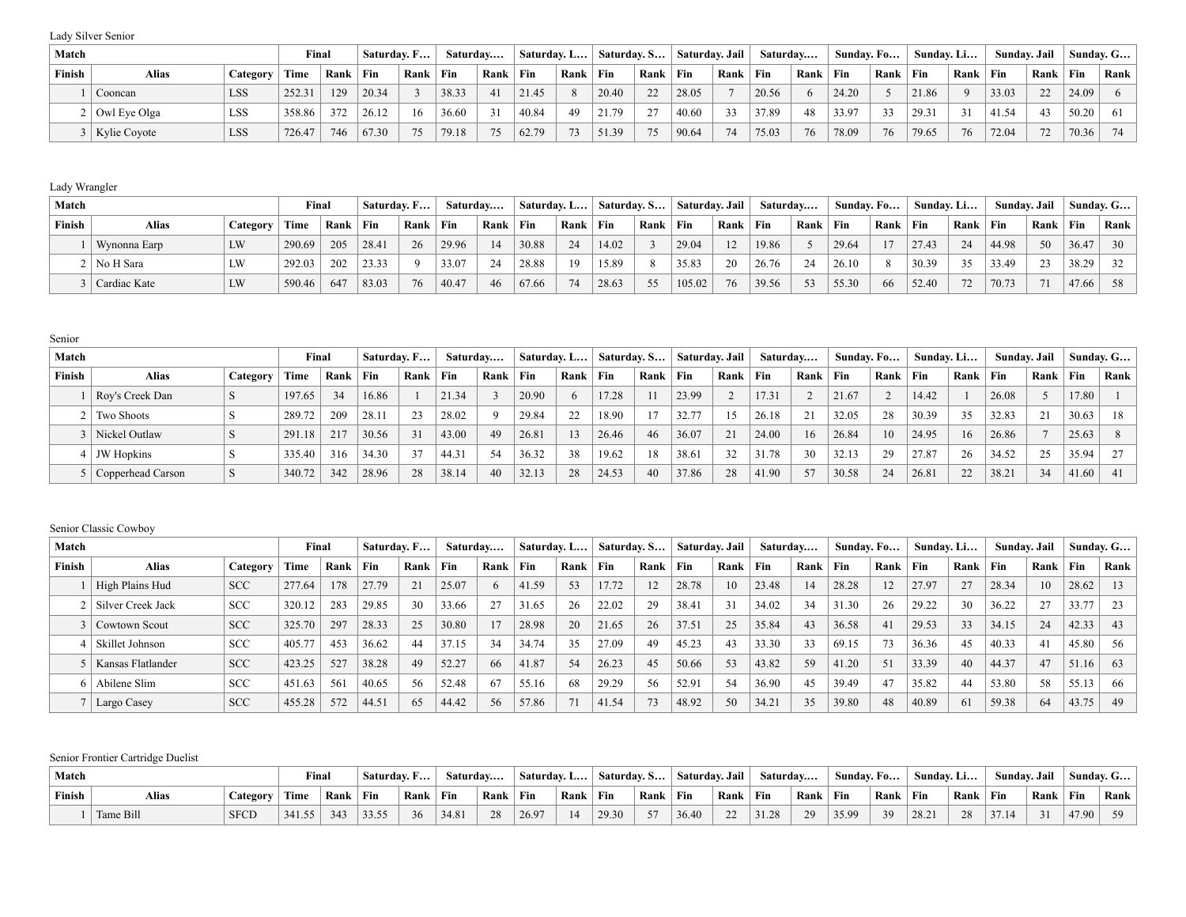Lady Silver Senior

| Match | | | Final | | Saturday. F… | | Saturday.… | | Saturday. L… | | Saturday. S… | | Saturday. Jail | | Saturday.… | | Sunday. Fo… | | Sunday. Li… | | Sunday. Jail | | Sunday. G… | |
|---|---|---|---|---|---|---|---|---|---|---|---|---|---|---|---|---|---|---|---|---|---|---|---|---|
| Finish | Alias | Category | Time | Rank | Fin | Rank | Fin | Rank | Fin | Rank | Fin | Rank | Fin | Rank | Fin | Rank | Fin | Rank | Fin | Rank | Fin | Rank | Fin | Rank |
| 1 | Cooncan | LSS | 252.31 | 129 | 20.34 | 3 | 38.33 | 41 | 21.45 | 8 | 20.40 | 22 | 28.05 | 7 | 20.56 | 6 | 24.20 | 5 | 21.86 | 9 | 33.03 | 22 | 24.09 | 6 |
| 2 | Owl Eye Olga | LSS | 358.86 | 372 | 26.12 | 16 | 36.60 | 31 | 40.84 | 49 | 21.79 | 27 | 40.60 | 33 | 37.89 | 48 | 33.97 | 33 | 29.31 | 31 | 41.54 | 43 | 50.20 | 61 |
| 3 | Kylie Coyote | LSS | 726.47 | 746 | 67.30 | 75 | 79.18 | 75 | 62.79 | 73 | 51.39 | 75 | 90.64 | 74 | 75.03 | 76 | 78.09 | 76 | 79.65 | 76 | 72.04 | 72 | 70.36 | 74 |

Lady Wrangler

| Match | | | Final | | Saturday. F… | | Saturday.… | | Saturday. L… | | Saturday. S… | | Saturday. Jail | | Saturday.… | | Sunday. Fo… | | Sunday. Li… | | Sunday. Jail | | Sunday. G… | |
|---|---|---|---|---|---|---|---|---|---|---|---|---|---|---|---|---|---|---|---|---|---|---|---|---|
| Finish | Alias | Category | Time | Rank | Fin | Rank | Fin | Rank | Fin | Rank | Fin | Rank | Fin | Rank | Fin | Rank | Fin | Rank | Fin | Rank | Fin | Rank | Fin | Rank |
| 1 | Wynonna Earp | LW | 290.69 | 205 | 28.41 | 26 | 29.96 | 14 | 30.88 | 24 | 14.02 | 3 | 29.04 | 12 | 19.86 | 5 | 29.64 | 17 | 27.43 | 24 | 44.98 | 50 | 36.47 | 30 |
| 2 | No H Sara | LW | 292.03 | 202 | 23.33 | 9 | 33.07 | 24 | 28.88 | 19 | 15.89 | 8 | 35.83 | 20 | 26.76 | 24 | 26.10 | 8 | 30.39 | 35 | 33.49 | 23 | 38.29 | 32 |
| 3 | Cardiac Kate | LW | 590.46 | 647 | 83.03 | 76 | 40.47 | 46 | 67.66 | 74 | 28.63 | 55 | 105.02 | 76 | 39.56 | 53 | 55.30 | 66 | 52.40 | 72 | 70.73 | 71 | 47.66 | 58 |

Senior

| Match | | | Final | | Saturday. F… | | Saturday.… | | Saturday. L… | | Saturday. S… | | Saturday. Jail | | Saturday.… | | Sunday. Fo… | | Sunday. Li… | | Sunday. Jail | | Sunday. G… | |
|---|---|---|---|---|---|---|---|---|---|---|---|---|---|---|---|---|---|---|---|---|---|---|---|---|
| Finish | Alias | Category | Time | Rank | Fin | Rank | Fin | Rank | Fin | Rank | Fin | Rank | Fin | Rank | Fin | Rank | Fin | Rank | Fin | Rank | Fin | Rank | Fin | Rank |
| 1 | Roy's Creek Dan | S | 197.65 | 34 | 16.86 | 1 | 21.34 | 3 | 20.90 | 6 | 17.28 | 11 | 23.99 | 2 | 17.31 | 2 | 21.67 | 2 | 14.42 | 1 | 26.08 | 5 | 17.80 | 1 |
| 2 | Two Shoots | S | 289.72 | 209 | 28.11 | 23 | 28.02 | 9 | 29.84 | 22 | 18.90 | 17 | 32.77 | 15 | 26.18 | 21 | 32.05 | 28 | 30.39 | 35 | 32.83 | 21 | 30.63 | 18 |
| 3 | Nickel Outlaw | S | 291.18 | 217 | 30.56 | 31 | 43.00 | 49 | 26.81 | 13 | 26.46 | 46 | 36.07 | 21 | 24.00 | 16 | 26.84 | 10 | 24.95 | 16 | 26.86 | 7 | 25.63 | 8 |
| 4 | JW Hopkins | S | 335.40 | 316 | 34.30 | 37 | 44.31 | 54 | 36.32 | 38 | 19.62 | 18 | 38.61 | 32 | 31.78 | 30 | 32.13 | 29 | 27.87 | 26 | 34.52 | 25 | 35.94 | 27 |
| 5 | Copperhead Carson | S | 340.72 | 342 | 28.96 | 28 | 38.14 | 40 | 32.13 | 28 | 24.53 | 40 | 37.86 | 28 | 41.90 | 57 | 30.58 | 24 | 26.81 | 22 | 38.21 | 34 | 41.60 | 41 |

Senior Classic Cowboy

| Match | | | Final | | Saturday. F… | | Saturday.… | | Saturday. L… | | Saturday. S… | | Saturday. Jail | | Saturday.… | | Sunday. Fo… | | Sunday. Li… | | Sunday. Jail | | Sunday. G… | |
|---|---|---|---|---|---|---|---|---|---|---|---|---|---|---|---|---|---|---|---|---|---|---|---|---|
| Finish | Alias | Category | Time | Rank | Fin | Rank | Fin | Rank | Fin | Rank | Fin | Rank | Fin | Rank | Fin | Rank | Fin | Rank | Fin | Rank | Fin | Rank | Fin | Rank |
| 1 | High Plains Hud | SCC | 277.64 | 178 | 27.79 | 21 | 25.07 | 6 | 41.59 | 53 | 17.72 | 12 | 28.78 | 10 | 23.48 | 14 | 28.28 | 12 | 27.97 | 27 | 28.34 | 10 | 28.62 | 13 |
| 2 | Silver Creek Jack | SCC | 320.12 | 283 | 29.85 | 30 | 33.66 | 27 | 31.65 | 26 | 22.02 | 29 | 38.41 | 31 | 34.02 | 34 | 31.30 | 26 | 29.22 | 30 | 36.22 | 27 | 33.77 | 23 |
| 3 | Cowtown Scout | SCC | 325.70 | 297 | 28.33 | 25 | 30.80 | 17 | 28.98 | 20 | 21.65 | 26 | 37.51 | 25 | 35.84 | 43 | 36.58 | 41 | 29.53 | 33 | 34.15 | 24 | 42.33 | 43 |
| 4 | Skillet Johnson | SCC | 405.77 | 453 | 36.62 | 44 | 37.15 | 34 | 34.74 | 35 | 27.09 | 49 | 45.23 | 43 | 33.30 | 33 | 69.15 | 73 | 36.36 | 45 | 40.33 | 41 | 45.80 | 56 |
| 5 | Kansas Flatlander | SCC | 423.25 | 527 | 38.28 | 49 | 52.27 | 66 | 41.87 | 54 | 26.23 | 45 | 50.66 | 53 | 43.82 | 59 | 41.20 | 51 | 33.39 | 40 | 44.37 | 47 | 51.16 | 63 |
| 6 | Abilene Slim | SCC | 451.63 | 561 | 40.65 | 56 | 52.48 | 67 | 55.16 | 68 | 29.29 | 56 | 52.91 | 54 | 36.90 | 45 | 39.49 | 47 | 35.82 | 44 | 53.80 | 58 | 55.13 | 66 |
| 7 | Largo Casey | SCC | 455.28 | 572 | 44.51 | 65 | 44.42 | 56 | 57.86 | 71 | 41.54 | 73 | 48.92 | 50 | 34.21 | 35 | 39.80 | 48 | 40.89 | 61 | 59.38 | 64 | 43.75 | 49 |

Senior Frontier Cartridge Duelist

| Match | | | Final | | Saturday. F… | | Saturday.… | | Saturday. L… | | Saturday. S… | | Saturday. Jail | | Saturday.… | | Sunday. Fo… | | Sunday. Li… | | Sunday. Jail | | Sunday. G… | |
|---|---|---|---|---|---|---|---|---|---|---|---|---|---|---|---|---|---|---|---|---|---|---|---|---|
| Finish | Alias | Category | Time | Rank | Fin | Rank | Fin | Rank | Fin | Rank | Fin | Rank | Fin | Rank | Fin | Rank | Fin | Rank | Fin | Rank | Fin | Rank | Fin | Rank |
| 1 | Tame Bill | SFCD | 341.55 | 343 | 33.55 | 36 | 34.81 | 28 | 26.97 | 14 | 29.30 | 57 | 36.40 | 22 | 31.28 | 29 | 35.99 | 39 | 28.21 | 28 | 37.14 | 31 | 47.90 | 59 |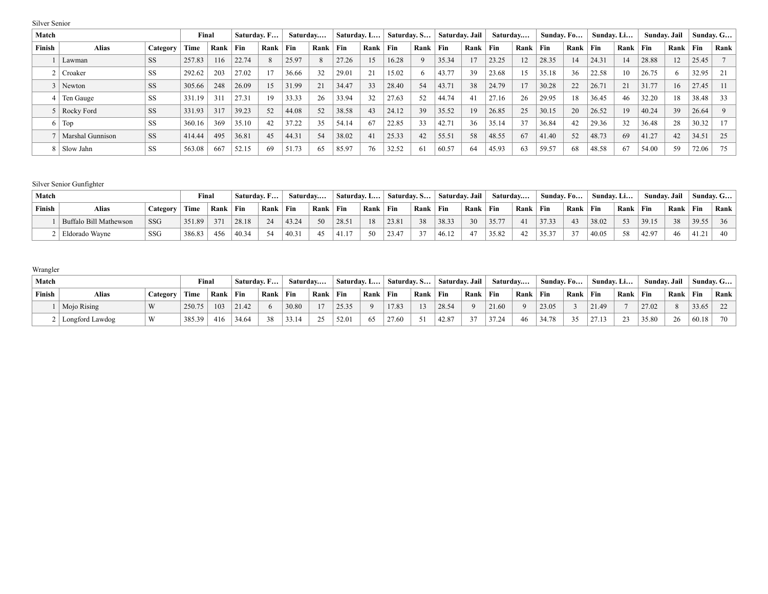Silver Senior

| Match | | | Final | | Saturday. F… | | Saturday.… | | Saturday. L… | | Saturday. S… | | Saturday. Jail | | Saturday.… | | Sunday. Fo… | | Sunday. Li… | | Sunday. Jail | | Sunday. G… | |
|---|---|---|---|---|---|---|---|---|---|---|---|---|---|---|---|---|---|---|---|---|---|---|---|---|
| Finish | Alias | Category | Time | Rank | Fin | Rank | Fin | Rank | Fin | Rank | Fin | Rank | Fin | Rank | Fin | Rank | Fin | Rank | Fin | Rank | Fin | Rank | Fin | Rank |
| 1 | Lawman | SS | 257.83 | 116 | 22.74 | 8 | 25.97 | 8 | 27.26 | 15 | 16.28 | 9 | 35.34 | 17 | 23.25 | 12 | 28.35 | 14 | 24.31 | 14 | 28.88 | 12 | 25.45 | 7 |
| 2 | Croaker | SS | 292.62 | 203 | 27.02 | 17 | 36.66 | 32 | 29.01 | 21 | 15.02 | 6 | 43.77 | 39 | 23.68 | 15 | 35.18 | 36 | 22.58 | 10 | 26.75 | 6 | 32.95 | 21 |
| 3 | Newton | SS | 305.66 | 248 | 26.09 | 15 | 31.99 | 21 | 34.47 | 33 | 28.40 | 54 | 43.71 | 38 | 24.79 | 17 | 30.28 | 22 | 26.71 | 21 | 31.77 | 16 | 27.45 | 11 |
| 4 | Ten Gauge | SS | 331.19 | 311 | 27.31 | 19 | 33.33 | 26 | 33.94 | 32 | 27.63 | 52 | 44.74 | 41 | 27.16 | 26 | 29.95 | 18 | 36.45 | 46 | 32.20 | 18 | 38.48 | 33 |
| 5 | Rocky Ford | SS | 331.93 | 317 | 39.23 | 52 | 44.08 | 52 | 38.58 | 43 | 24.12 | 39 | 35.52 | 19 | 26.85 | 25 | 30.15 | 20 | 26.52 | 19 | 40.24 | 39 | 26.64 | 9 |
| 6 | Top | SS | 360.16 | 369 | 35.10 | 42 | 37.22 | 35 | 54.14 | 67 | 22.85 | 33 | 42.71 | 36 | 35.14 | 37 | 36.84 | 42 | 29.36 | 32 | 36.48 | 28 | 30.32 | 17 |
| 7 | Marshal Gunnison | SS | 414.44 | 495 | 36.81 | 45 | 44.31 | 54 | 38.02 | 41 | 25.33 | 42 | 55.51 | 58 | 48.55 | 67 | 41.40 | 52 | 48.73 | 69 | 41.27 | 42 | 34.51 | 25 |
| 8 | Slow Jahn | SS | 563.08 | 667 | 52.15 | 69 | 51.73 | 65 | 85.97 | 76 | 32.52 | 61 | 60.57 | 64 | 45.93 | 63 | 59.57 | 68 | 48.58 | 67 | 54.00 | 59 | 72.06 | 75 |

Silver Senior Gunfighter

| Match | | | Final | | Saturday. F… | | Saturday.… | | Saturday. L… | | Saturday. S… | | Saturday. Jail | | Saturday.… | | Sunday. Fo… | | Sunday. Li… | | Sunday. Jail | | Sunday. G… | |
|---|---|---|---|---|---|---|---|---|---|---|---|---|---|---|---|---|---|---|---|---|---|---|---|---|
| Finish | Alias | Category | Time | Rank | Fin | Rank | Fin | Rank | Fin | Rank | Fin | Rank | Fin | Rank | Fin | Rank | Fin | Rank | Fin | Rank | Fin | Rank | Fin | Rank |
| 1 | Buffalo Bill Mathewson | SSG | 351.89 | 371 | 28.18 | 24 | 43.24 | 50 | 28.51 | 18 | 23.81 | 38 | 38.33 | 30 | 35.77 | 41 | 37.33 | 43 | 38.02 | 53 | 39.15 | 38 | 39.55 | 36 |
| 2 | Eldorado Wayne | SSG | 386.83 | 456 | 40.34 | 54 | 40.31 | 45 | 41.17 | 50 | 23.47 | 37 | 46.12 | 47 | 35.82 | 42 | 35.37 | 37 | 40.05 | 58 | 42.97 | 46 | 41.21 | 40 |

Wrangler

| Match | | | Final | | Saturday. F… | | Saturday.… | | Saturday. L… | | Saturday. S… | | Saturday. Jail | | Saturday.… | | Sunday. Fo… | | Sunday. Li… | | Sunday. Jail | | Sunday. G… | |
|---|---|---|---|---|---|---|---|---|---|---|---|---|---|---|---|---|---|---|---|---|---|---|---|---|
| Finish | Alias | Category | Time | Rank | Fin | Rank | Fin | Rank | Fin | Rank | Fin | Rank | Fin | Rank | Fin | Rank | Fin | Rank | Fin | Rank | Fin | Rank | Fin | Rank |
| 1 | Mojo Rising | W | 250.75 | 103 | 21.42 | 6 | 30.80 | 17 | 25.35 | 9 | 17.83 | 13 | 28.54 | 9 | 21.60 | 9 | 23.05 | 3 | 21.49 | 7 | 27.02 | 8 | 33.65 | 22 |
| 2 | Longford Lawdog | W | 385.39 | 416 | 34.64 | 38 | 33.14 | 25 | 52.01 | 65 | 27.60 | 51 | 42.87 | 37 | 37.24 | 46 | 34.78 | 35 | 27.13 | 23 | 35.80 | 26 | 60.18 | 70 |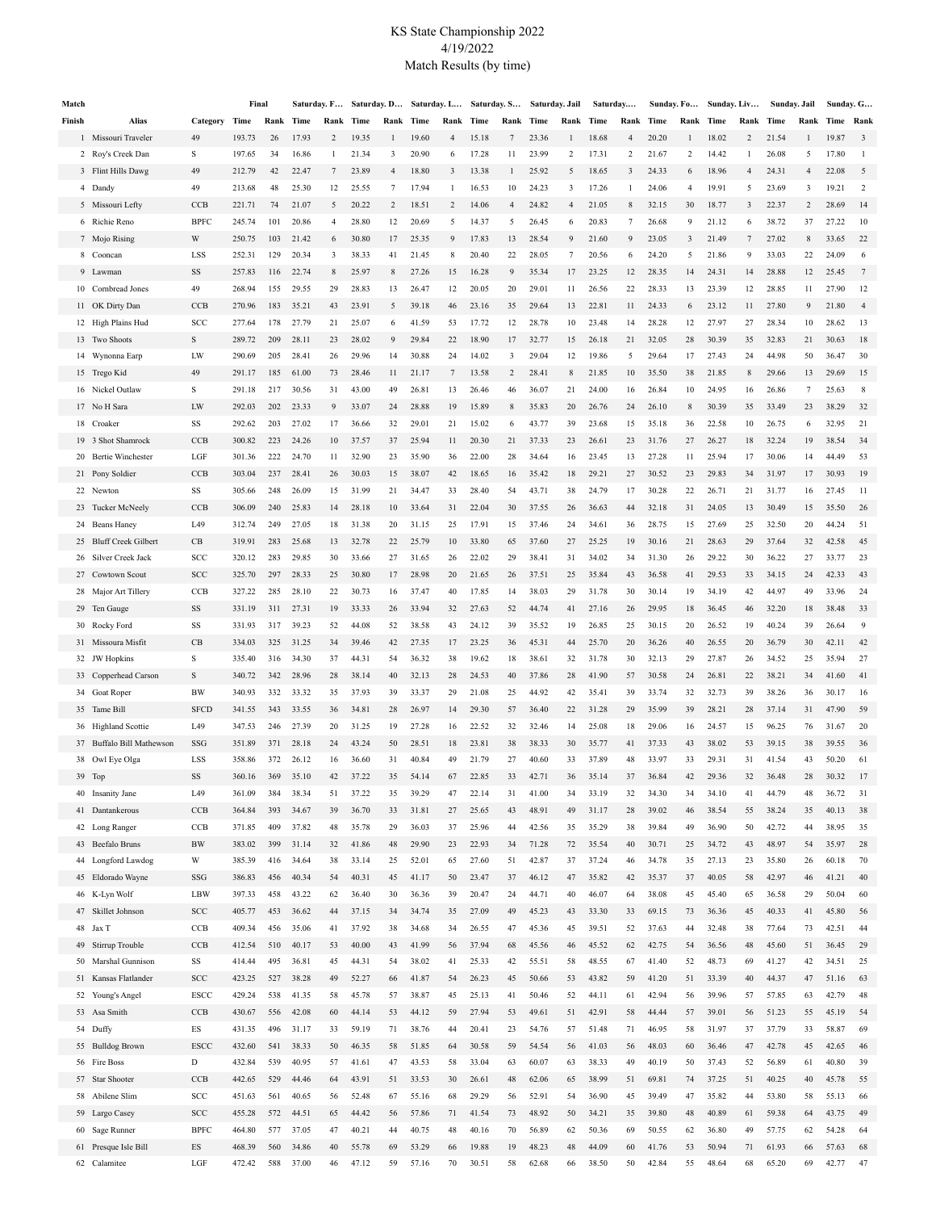# KS State Championship 2022

4/19/2022

Match Results (by time)

| Match Finish | Alias | Category | Final Time | Final Rank | Saturday. F… Time | Rank | Saturday. D… Time | Rank | Saturday. L… Time | Rank | Saturday. S… Time | Rank | Saturday. Jail Time | Rank | Saturday.… Time | Rank | Sunday. Fo… Time | Rank | Sunday. Liv… Time | Rank | Sunday. Jail Time | Rank | Sunday. G… Time | Rank |
|---|---|---|---|---|---|---|---|---|---|---|---|---|---|---|---|---|---|---|---|---|---|---|---|---|
| 1 | Missouri Traveler | 49 | 193.73 | 26 | 17.93 | 2 | 19.35 | 1 | 19.60 | 4 | 15.18 | 7 | 23.36 | 1 | 18.68 | 4 | 20.20 | 1 | 18.02 | 2 | 21.54 | 1 | 19.87 | 3 |
| 2 | Roy's Creek Dan | S | 197.65 | 34 | 16.86 | 1 | 21.34 | 3 | 20.90 | 6 | 17.28 | 11 | 23.99 | 2 | 17.31 | 2 | 21.67 | 2 | 14.42 | 1 | 26.08 | 5 | 17.80 | 1 |
| 3 | Flint Hills Dawg | 49 | 212.79 | 42 | 22.47 | 7 | 23.89 | 4 | 18.80 | 3 | 13.38 | 1 | 25.92 | 5 | 18.65 | 3 | 24.33 | 6 | 18.96 | 4 | 24.31 | 4 | 22.08 | 5 |
| 4 | Dandy | 49 | 213.68 | 48 | 25.30 | 12 | 25.55 | 7 | 17.94 | 1 | 16.53 | 10 | 24.23 | 3 | 17.26 | 1 | 24.06 | 4 | 19.91 | 5 | 23.69 | 3 | 19.21 | 2 |
| 5 | Missouri Lefty | CCB | 221.71 | 74 | 21.07 | 5 | 20.22 | 2 | 18.51 | 2 | 14.06 | 4 | 24.82 | 4 | 21.05 | 8 | 32.15 | 30 | 18.77 | 3 | 22.37 | 2 | 28.69 | 14 |
| 6 | Richie Reno | BPFC | 245.74 | 101 | 20.86 | 4 | 28.80 | 12 | 20.69 | 5 | 14.37 | 5 | 26.45 | 6 | 20.83 | 7 | 26.68 | 9 | 21.12 | 6 | 38.72 | 37 | 27.22 | 10 |
| 7 | Mojo Rising | W | 250.75 | 103 | 21.42 | 6 | 30.80 | 17 | 25.35 | 9 | 17.83 | 13 | 28.54 | 9 | 21.60 | 9 | 23.05 | 3 | 21.49 | 7 | 27.02 | 8 | 33.65 | 22 |
| 8 | Cooncan | LSS | 252.31 | 129 | 20.34 | 3 | 38.33 | 41 | 21.45 | 8 | 20.40 | 22 | 28.05 | 7 | 20.56 | 6 | 24.20 | 5 | 21.86 | 9 | 33.03 | 22 | 24.09 | 6 |
| 9 | Lawman | SS | 257.83 | 116 | 22.74 | 8 | 25.97 | 8 | 27.26 | 15 | 16.28 | 9 | 35.34 | 17 | 23.25 | 12 | 28.35 | 14 | 24.31 | 14 | 28.88 | 12 | 25.45 | 7 |
| 10 | Cornbread Jones | 49 | 268.94 | 155 | 29.55 | 29 | 28.83 | 13 | 26.47 | 12 | 20.05 | 20 | 29.01 | 11 | 26.56 | 22 | 28.33 | 13 | 23.39 | 12 | 28.85 | 11 | 27.90 | 12 |
| 11 | OK Dirty Dan | CCB | 270.96 | 183 | 35.21 | 43 | 23.91 | 5 | 39.18 | 46 | 23.16 | 35 | 29.64 | 13 | 22.81 | 11 | 24.33 | 6 | 23.12 | 11 | 27.80 | 9 | 21.80 | 4 |
| 12 | High Plains Hud | SCC | 277.64 | 178 | 27.79 | 21 | 25.07 | 6 | 41.59 | 53 | 17.72 | 12 | 28.78 | 10 | 23.48 | 14 | 28.28 | 12 | 27.97 | 27 | 28.34 | 10 | 28.62 | 13 |
| 13 | Two Shoots | S | 289.72 | 209 | 28.11 | 23 | 28.02 | 9 | 29.84 | 22 | 18.90 | 17 | 32.77 | 15 | 26.18 | 21 | 32.05 | 28 | 30.39 | 35 | 32.83 | 21 | 30.63 | 18 |
| 14 | Wynonna Earp | LW | 290.69 | 205 | 28.41 | 26 | 29.96 | 14 | 30.88 | 24 | 14.02 | 3 | 29.04 | 12 | 19.86 | 5 | 29.64 | 17 | 27.43 | 24 | 44.98 | 50 | 36.47 | 30 |
| 15 | Trego Kid | 49 | 291.17 | 185 | 61.00 | 73 | 28.46 | 11 | 21.17 | 7 | 13.58 | 2 | 28.41 | 8 | 21.85 | 10 | 35.50 | 38 | 21.85 | 8 | 29.66 | 13 | 29.69 | 15 |
| 16 | Nickel Outlaw | S | 291.18 | 217 | 30.56 | 31 | 43.00 | 49 | 26.81 | 13 | 26.46 | 46 | 36.07 | 21 | 24.00 | 16 | 26.84 | 10 | 24.95 | 16 | 26.86 | 7 | 25.63 | 8 |
| 17 | No H Sara | LW | 292.03 | 202 | 23.33 | 9 | 33.07 | 24 | 28.88 | 19 | 15.89 | 8 | 35.83 | 20 | 26.76 | 24 | 26.10 | 8 | 30.39 | 35 | 33.49 | 23 | 38.29 | 32 |
| 18 | Croaker | SS | 292.62 | 203 | 27.02 | 17 | 36.66 | 32 | 29.01 | 21 | 15.02 | 6 | 43.77 | 39 | 23.68 | 15 | 35.18 | 36 | 22.58 | 10 | 26.75 | 6 | 32.95 | 21 |
| 19 | 3 Shot Shamrock | CCB | 300.82 | 223 | 24.26 | 10 | 37.57 | 37 | 25.94 | 11 | 20.30 | 21 | 37.33 | 23 | 26.61 | 23 | 31.76 | 27 | 26.27 | 18 | 32.24 | 19 | 38.54 | 34 |
| 20 | Bertie Winchester | LGF | 301.36 | 222 | 24.70 | 11 | 32.90 | 23 | 35.90 | 36 | 22.00 | 28 | 34.64 | 16 | 23.45 | 13 | 27.28 | 11 | 25.94 | 17 | 30.06 | 14 | 44.49 | 53 |
| 21 | Pony Soldier | CCB | 303.04 | 237 | 28.41 | 26 | 30.03 | 15 | 38.07 | 42 | 18.65 | 16 | 35.42 | 18 | 29.21 | 27 | 30.52 | 23 | 29.83 | 34 | 31.97 | 17 | 30.93 | 19 |
| 22 | Newton | SS | 305.66 | 248 | 26.09 | 15 | 31.99 | 21 | 34.47 | 33 | 28.40 | 54 | 43.71 | 38 | 24.79 | 17 | 30.28 | 22 | 26.71 | 21 | 31.77 | 16 | 27.45 | 11 |
| 23 | Tucker McNeely | CCB | 306.09 | 240 | 25.83 | 14 | 28.18 | 10 | 33.64 | 31 | 22.04 | 30 | 37.55 | 26 | 36.63 | 44 | 32.18 | 31 | 24.05 | 13 | 30.49 | 15 | 35.50 | 26 |
| 24 | Beans Haney | L49 | 312.74 | 249 | 27.05 | 18 | 31.38 | 20 | 31.15 | 25 | 17.91 | 15 | 37.46 | 24 | 34.61 | 36 | 28.75 | 15 | 27.69 | 25 | 32.50 | 20 | 44.24 | 51 |
| 25 | Bluff Creek Gilbert | CB | 319.91 | 283 | 25.68 | 13 | 32.78 | 22 | 25.79 | 10 | 33.80 | 65 | 37.60 | 27 | 25.25 | 19 | 30.16 | 21 | 28.63 | 29 | 37.64 | 32 | 42.58 | 45 |
| 26 | Silver Creek Jack | SCC | 320.12 | 283 | 29.85 | 30 | 33.66 | 27 | 31.65 | 26 | 22.02 | 29 | 38.41 | 31 | 34.02 | 34 | 31.30 | 26 | 29.22 | 30 | 36.22 | 27 | 33.77 | 23 |
| 27 | Cowtown Scout | SCC | 325.70 | 297 | 28.33 | 25 | 30.80 | 17 | 28.98 | 20 | 21.65 | 26 | 37.51 | 25 | 35.84 | 43 | 36.58 | 41 | 29.53 | 33 | 34.15 | 24 | 42.33 | 43 |
| 28 | Major Art Tillery | CCB | 327.22 | 285 | 28.10 | 22 | 30.73 | 16 | 37.47 | 40 | 17.85 | 14 | 38.03 | 29 | 31.78 | 30 | 30.14 | 19 | 34.19 | 42 | 44.97 | 49 | 33.96 | 24 |
| 29 | Ten Gauge | SS | 331.19 | 311 | 27.31 | 19 | 33.33 | 26 | 33.94 | 32 | 27.63 | 52 | 44.74 | 41 | 27.16 | 26 | 29.95 | 18 | 36.45 | 46 | 32.20 | 18 | 38.48 | 33 |
| 30 | Rocky Ford | SS | 331.93 | 317 | 39.23 | 52 | 44.08 | 52 | 38.58 | 43 | 24.12 | 39 | 35.52 | 19 | 26.85 | 25 | 30.15 | 20 | 26.52 | 19 | 40.24 | 39 | 26.64 | 9 |
| 31 | Missoura Misfit | CB | 334.03 | 325 | 31.25 | 34 | 39.46 | 42 | 27.35 | 17 | 23.25 | 36 | 45.31 | 44 | 25.70 | 20 | 36.26 | 40 | 26.55 | 20 | 36.79 | 30 | 42.11 | 42 |
| 32 | JW Hopkins | S | 335.40 | 316 | 34.30 | 37 | 44.31 | 54 | 36.32 | 38 | 19.62 | 18 | 38.61 | 32 | 31.78 | 30 | 32.13 | 29 | 27.87 | 26 | 34.52 | 25 | 35.94 | 27 |
| 33 | Copperhead Carson | S | 340.72 | 342 | 28.96 | 28 | 38.14 | 40 | 32.13 | 28 | 24.53 | 40 | 37.86 | 28 | 41.90 | 57 | 30.58 | 24 | 26.81 | 22 | 38.21 | 34 | 41.60 | 41 |
| 34 | Goat Roper | BW | 340.93 | 332 | 33.32 | 35 | 37.93 | 39 | 33.37 | 29 | 21.08 | 25 | 44.92 | 42 | 35.41 | 39 | 33.74 | 32 | 32.73 | 39 | 38.26 | 36 | 30.17 | 16 |
| 35 | Tame Bill | SFCD | 341.55 | 343 | 33.55 | 36 | 34.81 | 28 | 26.97 | 14 | 29.30 | 57 | 36.40 | 22 | 31.28 | 29 | 35.99 | 39 | 28.21 | 28 | 37.14 | 31 | 47.90 | 59 |
| 36 | Highland Scottie | L49 | 347.53 | 246 | 27.39 | 20 | 31.25 | 19 | 27.28 | 16 | 22.52 | 32 | 32.46 | 14 | 25.08 | 18 | 29.06 | 16 | 24.57 | 15 | 96.25 | 76 | 31.67 | 20 |
| 37 | Buffalo Bill Mathewson | SSG | 351.89 | 371 | 28.18 | 24 | 43.24 | 50 | 28.51 | 18 | 23.81 | 38 | 38.33 | 30 | 35.77 | 41 | 37.33 | 43 | 38.02 | 53 | 39.15 | 38 | 39.55 | 36 |
| 38 | Owl Eye Olga | LSS | 358.86 | 372 | 26.12 | 16 | 36.60 | 31 | 40.84 | 49 | 21.79 | 27 | 40.60 | 33 | 37.89 | 48 | 33.97 | 33 | 29.31 | 31 | 41.54 | 43 | 50.20 | 61 |
| 39 | Top | SS | 360.16 | 369 | 35.10 | 42 | 37.22 | 35 | 54.14 | 67 | 22.85 | 33 | 42.71 | 36 | 35.14 | 37 | 36.84 | 42 | 29.36 | 32 | 36.48 | 28 | 30.32 | 17 |
| 40 | Insanity Jane | L49 | 361.09 | 384 | 38.34 | 51 | 37.22 | 35 | 39.29 | 47 | 22.14 | 31 | 41.00 | 34 | 33.19 | 32 | 34.30 | 34 | 34.10 | 41 | 44.79 | 48 | 36.72 | 31 |
| 41 | Dantankerous | CCB | 364.84 | 393 | 34.67 | 39 | 36.70 | 33 | 31.81 | 27 | 25.65 | 43 | 48.91 | 49 | 31.17 | 28 | 39.02 | 46 | 38.54 | 55 | 38.24 | 35 | 40.13 | 38 |
| 42 | Long Ranger | CCB | 371.85 | 409 | 37.82 | 48 | 35.78 | 29 | 36.03 | 37 | 25.96 | 44 | 42.56 | 35 | 35.29 | 38 | 39.84 | 49 | 36.90 | 50 | 42.72 | 44 | 38.95 | 35 |
| 43 | Beefalo Bruns | BW | 383.02 | 399 | 31.14 | 32 | 41.86 | 48 | 29.90 | 23 | 22.93 | 34 | 71.28 | 72 | 35.54 | 40 | 30.71 | 25 | 34.72 | 43 | 48.97 | 54 | 35.97 | 28 |
| 44 | Longford Lawdog | W | 385.39 | 416 | 34.64 | 38 | 33.14 | 25 | 52.01 | 65 | 27.60 | 51 | 42.87 | 37 | 37.24 | 46 | 34.78 | 35 | 27.13 | 23 | 35.80 | 26 | 60.18 | 70 |
| 45 | Eldorado Wayne | SSG | 386.83 | 456 | 40.34 | 54 | 40.31 | 45 | 41.17 | 50 | 23.47 | 37 | 46.12 | 47 | 35.82 | 42 | 35.37 | 37 | 40.05 | 58 | 42.97 | 46 | 41.21 | 40 |
| 46 | K-Lyn Wolf | LBW | 397.33 | 458 | 43.22 | 62 | 36.40 | 30 | 36.36 | 39 | 20.47 | 24 | 44.71 | 40 | 46.07 | 64 | 38.08 | 45 | 45.40 | 65 | 36.58 | 29 | 50.04 | 60 |
| 47 | Skillet Johnson | SCC | 405.77 | 453 | 36.62 | 44 | 37.15 | 34 | 34.74 | 35 | 27.09 | 49 | 45.23 | 43 | 33.30 | 33 | 69.15 | 73 | 36.36 | 45 | 40.33 | 41 | 45.80 | 56 |
| 48 | Jax T | CCB | 409.34 | 456 | 35.06 | 41 | 37.92 | 38 | 34.68 | 34 | 26.55 | 47 | 45.36 | 45 | 39.51 | 52 | 37.63 | 44 | 32.48 | 38 | 77.64 | 73 | 42.51 | 44 |
| 49 | Stirrup Trouble | CCB | 412.54 | 510 | 40.17 | 53 | 40.00 | 43 | 41.99 | 56 | 37.94 | 68 | 45.56 | 46 | 45.52 | 62 | 42.75 | 54 | 36.56 | 48 | 45.60 | 51 | 36.45 | 29 |
| 50 | Marshal Gunnison | SS | 414.44 | 495 | 36.81 | 45 | 44.31 | 54 | 38.02 | 41 | 25.33 | 42 | 55.51 | 58 | 48.55 | 67 | 41.40 | 52 | 48.73 | 69 | 41.27 | 42 | 34.51 | 25 |
| 51 | Kansas Flatlander | SCC | 423.25 | 527 | 38.28 | 49 | 52.27 | 66 | 41.87 | 54 | 26.23 | 45 | 50.66 | 53 | 43.82 | 59 | 41.20 | 51 | 33.39 | 40 | 44.37 | 47 | 51.16 | 63 |
| 52 | Young's Angel | ESCC | 429.24 | 538 | 41.35 | 58 | 45.78 | 57 | 38.87 | 45 | 25.13 | 41 | 50.46 | 52 | 44.11 | 61 | 42.94 | 56 | 39.96 | 57 | 57.85 | 63 | 42.79 | 48 |
| 53 | Asa Smith | CCB | 430.67 | 556 | 42.08 | 60 | 44.14 | 53 | 44.12 | 59 | 27.94 | 53 | 49.61 | 51 | 42.91 | 58 | 44.44 | 57 | 39.01 | 56 | 51.23 | 55 | 45.19 | 54 |
| 54 | Duffy | ES | 431.35 | 496 | 31.17 | 33 | 59.19 | 71 | 38.76 | 44 | 20.41 | 23 | 54.76 | 57 | 51.48 | 71 | 46.95 | 58 | 31.97 | 37 | 37.79 | 33 | 58.87 | 69 |
| 55 | Bulldog Brown | ESCC | 432.60 | 541 | 38.33 | 50 | 46.35 | 58 | 51.85 | 64 | 30.58 | 59 | 54.54 | 56 | 41.03 | 56 | 48.03 | 60 | 36.46 | 47 | 42.78 | 45 | 42.65 | 46 |
| 56 | Fire Boss | D | 432.84 | 539 | 40.95 | 57 | 41.61 | 47 | 43.53 | 58 | 33.04 | 63 | 60.07 | 63 | 38.33 | 49 | 40.19 | 50 | 37.43 | 52 | 56.89 | 61 | 40.80 | 39 |
| 57 | Star Shooter | CCB | 442.65 | 529 | 44.46 | 64 | 43.91 | 51 | 33.53 | 30 | 26.61 | 48 | 62.06 | 65 | 38.99 | 51 | 69.81 | 74 | 37.25 | 51 | 40.25 | 40 | 45.78 | 55 |
| 58 | Abilene Slim | SCC | 451.63 | 561 | 40.65 | 56 | 52.48 | 67 | 55.16 | 68 | 29.29 | 56 | 52.91 | 54 | 36.90 | 45 | 39.49 | 47 | 35.82 | 44 | 53.80 | 58 | 55.13 | 66 |
| 59 | Largo Casey | SCC | 455.28 | 572 | 44.51 | 65 | 44.42 | 56 | 57.86 | 71 | 41.54 | 73 | 48.92 | 50 | 34.21 | 35 | 39.80 | 48 | 40.89 | 61 | 59.38 | 64 | 43.75 | 49 |
| 60 | Sage Runner | BPFC | 464.80 | 577 | 37.05 | 47 | 40.21 | 44 | 40.75 | 48 | 40.16 | 70 | 56.89 | 62 | 50.36 | 69 | 50.55 | 62 | 36.80 | 49 | 57.75 | 62 | 54.28 | 64 |
| 61 | Presque Isle Bill | ES | 468.39 | 560 | 34.86 | 40 | 55.78 | 69 | 53.29 | 66 | 19.88 | 19 | 48.23 | 48 | 44.09 | 60 | 41.76 | 53 | 50.94 | 71 | 61.93 | 66 | 57.63 | 68 |
| 62 | Calamitee | LGF | 472.42 | 588 | 37.00 | 46 | 47.12 | 59 | 57.16 | 70 | 30.51 | 58 | 62.68 | 66 | 38.50 | 50 | 42.84 | 55 | 48.64 | 68 | 65.20 | 69 | 42.77 | 47 |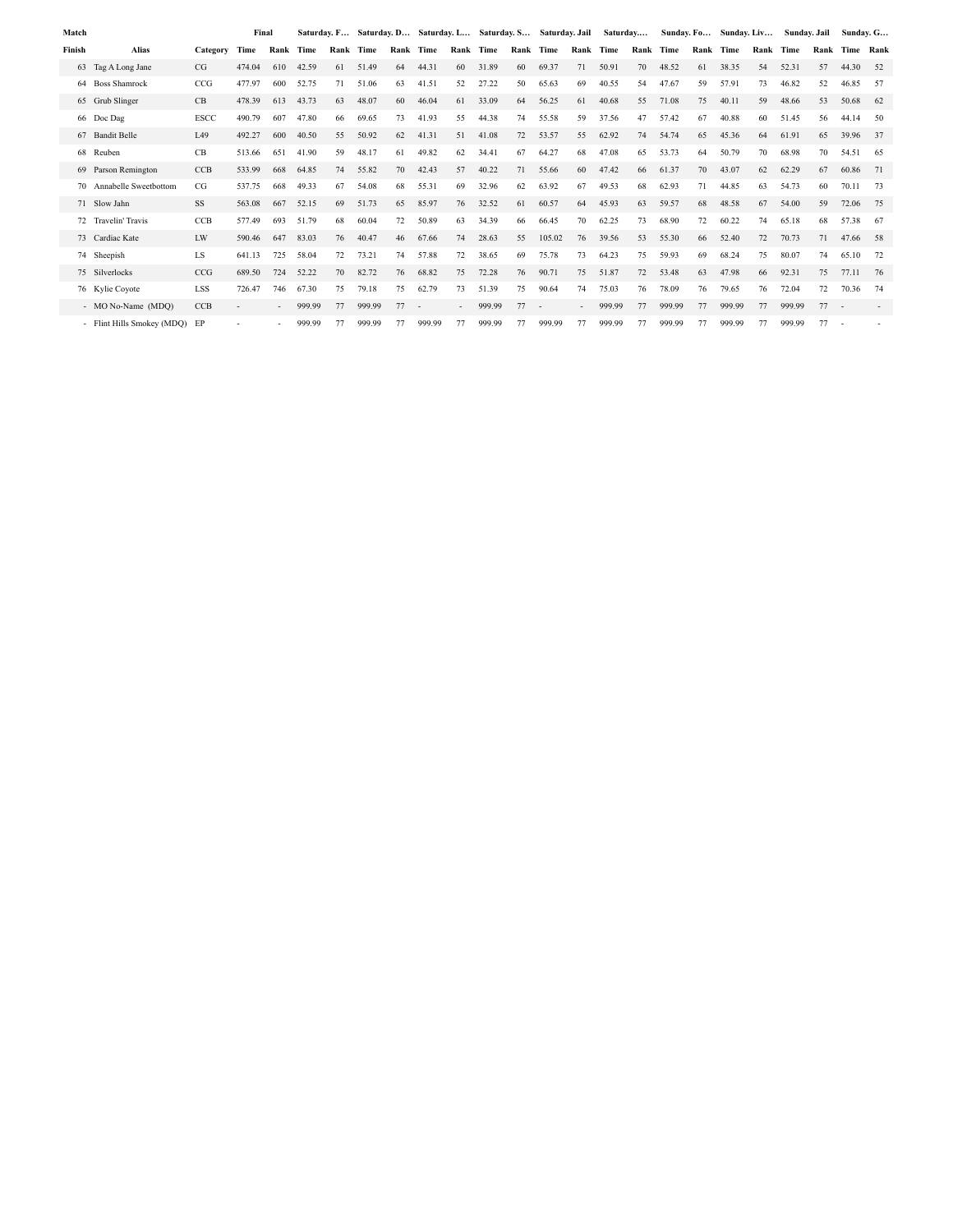| Match | | | Final | | Saturday. F… | | Saturday. D… | | Saturday. L… | | Saturday. S… | | Saturday. Jail | | Saturday.… | | Sunday. Fo… | | Sunday. Liv… | | Sunday. Jail | | Sunday. G… | |
|---|---|---|---|---|---|---|---|---|---|---|---|---|---|---|---|---|---|---|---|---|---|---|---|---|
| Finish | Alias | Category | Time | Rank | Time | Rank | Time | Rank | Time | Rank | Time | Rank | Time | Rank | Time | Rank | Time | Rank | Time | Rank | Time | Rank | Time | Rank |
| 63 | Tag A Long Jane | CG | 474.04 | 610 | 42.59 | 61 | 51.49 | 64 | 44.31 | 60 | 31.89 | 60 | 69.37 | 71 | 50.91 | 70 | 48.52 | 61 | 38.35 | 54 | 52.31 | 57 | 44.30 | 52 |
| 64 | Boss Shamrock | CCG | 477.97 | 600 | 52.75 | 71 | 51.06 | 63 | 41.51 | 52 | 27.22 | 50 | 65.63 | 69 | 40.55 | 54 | 47.67 | 59 | 57.91 | 73 | 46.82 | 52 | 46.85 | 57 |
| 65 | Grub Slinger | CB | 478.39 | 613 | 43.73 | 63 | 48.07 | 60 | 46.04 | 61 | 33.09 | 64 | 56.25 | 61 | 40.68 | 55 | 71.08 | 75 | 40.11 | 59 | 48.66 | 53 | 50.68 | 62 |
| 66 | Doc Dag | ESCC | 490.79 | 607 | 47.80 | 66 | 69.65 | 73 | 41.93 | 55 | 44.38 | 74 | 55.58 | 59 | 37.56 | 47 | 57.42 | 67 | 40.88 | 60 | 51.45 | 56 | 44.14 | 50 |
| 67 | Bandit Belle | L49 | 492.27 | 600 | 40.50 | 55 | 50.92 | 62 | 41.31 | 51 | 41.08 | 72 | 53.57 | 55 | 62.92 | 74 | 54.74 | 65 | 45.36 | 64 | 61.91 | 65 | 39.96 | 37 |
| 68 | Reuben | CB | 513.66 | 651 | 41.90 | 59 | 48.17 | 61 | 49.82 | 62 | 34.41 | 67 | 64.27 | 68 | 47.08 | 65 | 53.73 | 64 | 50.79 | 70 | 68.98 | 70 | 54.51 | 65 |
| 69 | Parson Remington | CCB | 533.99 | 668 | 64.85 | 74 | 55.82 | 70 | 42.43 | 57 | 40.22 | 71 | 55.66 | 60 | 47.42 | 66 | 61.37 | 70 | 43.07 | 62 | 62.29 | 67 | 60.86 | 71 |
| 70 | Annabelle Sweetbottom | CG | 537.75 | 668 | 49.33 | 67 | 54.08 | 68 | 55.31 | 69 | 32.96 | 62 | 63.92 | 67 | 49.53 | 68 | 62.93 | 71 | 44.85 | 63 | 54.73 | 60 | 70.11 | 73 |
| 71 | Slow Jahn | SS | 563.08 | 667 | 52.15 | 69 | 51.73 | 65 | 85.97 | 76 | 32.52 | 61 | 60.57 | 64 | 45.93 | 63 | 59.57 | 68 | 48.58 | 67 | 54.00 | 59 | 72.06 | 75 |
| 72 | Travelin' Travis | CCB | 577.49 | 693 | 51.79 | 68 | 60.04 | 72 | 50.89 | 63 | 34.39 | 66 | 66.45 | 70 | 62.25 | 73 | 68.90 | 72 | 60.22 | 74 | 65.18 | 68 | 57.38 | 67 |
| 73 | Cardiac Kate | LW | 590.46 | 647 | 83.03 | 76 | 40.47 | 46 | 67.66 | 74 | 28.63 | 55 | 105.02 | 76 | 39.56 | 53 | 55.30 | 66 | 52.40 | 72 | 70.73 | 71 | 47.66 | 58 |
| 74 | Sheepish | LS | 641.13 | 725 | 58.04 | 72 | 73.21 | 74 | 57.88 | 72 | 38.65 | 69 | 75.78 | 73 | 64.23 | 75 | 59.93 | 69 | 68.24 | 75 | 80.07 | 74 | 65.10 | 72 |
| 75 | Silverlocks | CCG | 689.50 | 724 | 52.22 | 70 | 82.72 | 76 | 68.82 | 75 | 72.28 | 76 | 90.71 | 75 | 51.87 | 72 | 53.48 | 63 | 47.98 | 66 | 92.31 | 75 | 77.11 | 76 |
| 76 | Kylie Coyote | LSS | 726.47 | 746 | 67.30 | 75 | 79.18 | 75 | 62.79 | 73 | 51.39 | 75 | 90.64 | 74 | 75.03 | 76 | 78.09 | 76 | 79.65 | 76 | 72.04 | 72 | 70.36 | 74 |
| - | MO No-Name (MDQ) | CCB | - | - | 999.99 | 77 | 999.99 | 77 | - | - | 999.99 | 77 | - | - | 999.99 | 77 | 999.99 | 77 | 999.99 | 77 | 999.99 | 77 | - | - |
| - | Flint Hills Smokey (MDQ) | EP | - | - | 999.99 | 77 | 999.99 | 77 | 999.99 | 77 | 999.99 | 77 | 999.99 | 77 | 999.99 | 77 | 999.99 | 77 | 999.99 | 77 | 999.99 | 77 | - | - |